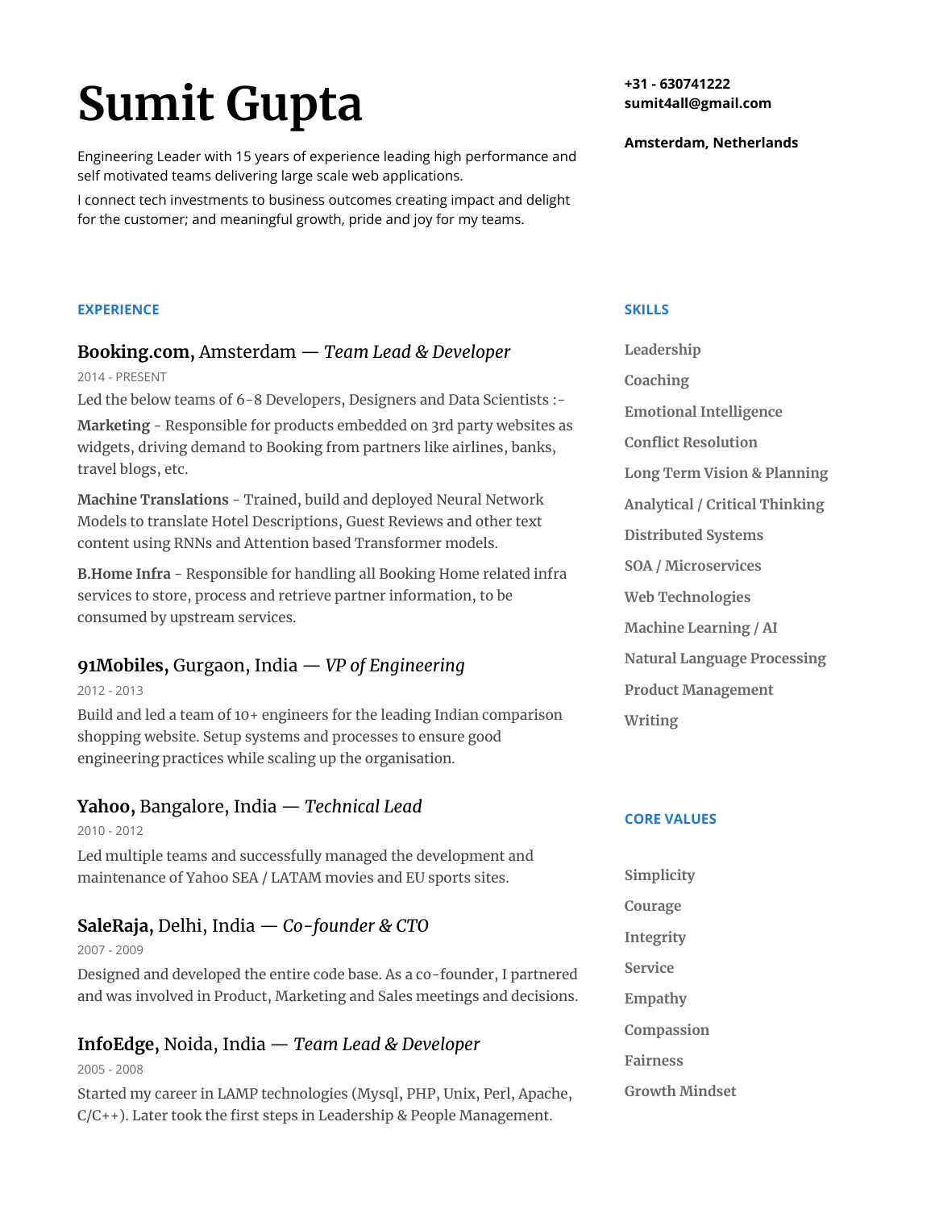# Sumit Gupta

Engineering Leader with 15 years of experience leading high performance and self motivated teams delivering large scale web applications.

I connect tech investments to business outcomes creating impact and delight for the customer; and meaningful growth, pride and joy for my teams.

**+31 - 630741222**
**sumit4all@gmail.com**

**Amsterdam, Netherlands**

## EXPERIENCE

### **Booking.com,** Amsterdam — *Team Lead & Developer*

2014 - PRESENT

Led the below teams of 6-8 Developers, Designers and Data Scientists :-

**Marketing** - Responsible for products embedded on 3rd party websites as widgets, driving demand to Booking from partners like airlines, banks, travel blogs, etc.

**Machine Translations** - Trained, build and deployed Neural Network Models to translate Hotel Descriptions, Guest Reviews and other text content using RNNs and Attention based Transformer models.

**B.Home Infra** - Responsible for handling all Booking Home related infra services to store, process and retrieve partner information, to be consumed by upstream services.

### **91Mobiles,** Gurgaon, India — *VP of Engineering*

2012 - 2013

Build and led a team of 10+ engineers for the leading Indian comparison shopping website. Setup systems and processes to ensure good engineering practices while scaling up the organisation.

### **Yahoo,** Bangalore, India — *Technical Lead*

2010 - 2012

Led multiple teams and successfully managed the development and maintenance of Yahoo SEA / LATAM movies and EU sports sites.

### **SaleRaja,** Delhi, India — *Co-founder & CTO*

2007 - 2009

Designed and developed the entire code base. As a co-founder, I partnered and was involved in Product, Marketing and Sales meetings and decisions.

### **InfoEdge,** Noida, India — *Team Lead & Developer*

2005 - 2008

Started my career in LAMP technologies (Mysql, PHP, Unix, Perl, Apache, C/C++). Later took the first steps in Leadership & People Management.

## SKILLS

- Leadership
- Coaching
- Emotional Intelligence
- Conflict Resolution
- Long Term Vision & Planning
- Analytical / Critical Thinking
- Distributed Systems
- SOA / Microservices
- Web Technologies
- Machine Learning / AI
- Natural Language Processing
- Product Management
- Writing

## CORE VALUES

- Simplicity
- Courage
- Integrity
- Service
- Empathy
- Compassion
- Fairness
- Growth Mindset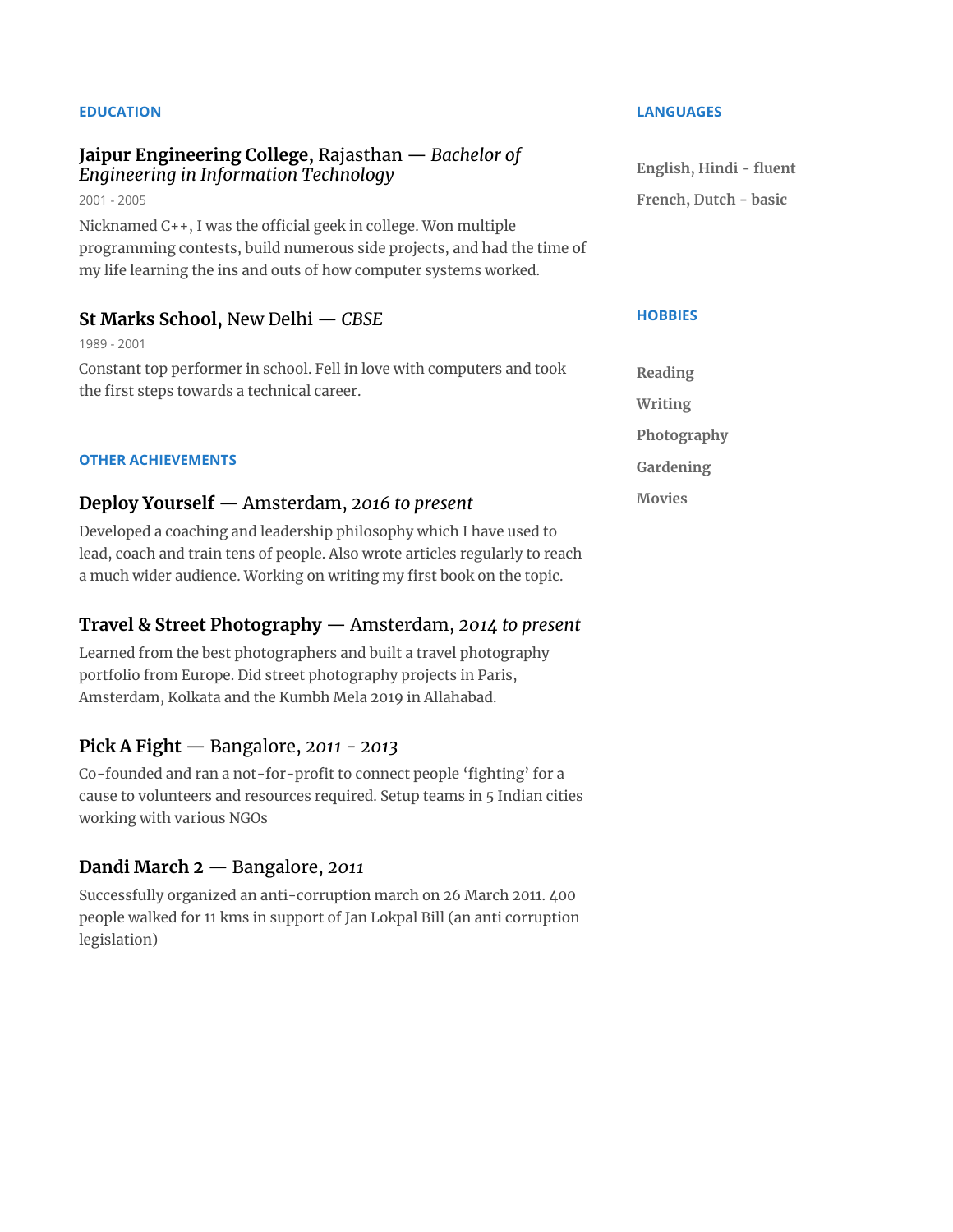## EDUCATION

### **Jaipur Engineering College,** Rajasthan — *Bachelor of Engineering in Information Technology*

2001 - 2005

Nicknamed C++, I was the official geek in college. Won multiple programming contests, build numerous side projects, and had the time of my life learning the ins and outs of how computer systems worked.

### **St Marks School,** New Delhi — *CBSE*

1989 - 2001

Constant top performer in school. Fell in love with computers and took the first steps towards a technical career.

## OTHER ACHIEVEMENTS

### **Deploy Yourself** — Amsterdam, *2016 to present*

Developed a coaching and leadership philosophy which I have used to lead, coach and train tens of people. Also wrote articles regularly to reach a much wider audience. Working on writing my first book on the topic.

### **Travel & Street Photography** — Amsterdam, *2014 to present*

Learned from the best photographers and built a travel photography portfolio from Europe. Did street photography projects in Paris, Amsterdam, Kolkata and the Kumbh Mela 2019 in Allahabad.

### **Pick A Fight** — Bangalore, *2011 - 2013*

Co-founded and ran a not-for-profit to connect people 'fighting' for a cause to volunteers and resources required. Setup teams in 5 Indian cities working with various NGOs

### **Dandi March 2** — Bangalore, *2011*

Successfully organized an anti-corruption march on 26 March 2011. 400 people walked for 11 kms in support of Jan Lokpal Bill (an anti corruption legislation)

## LANGUAGES

**English, Hindi - fluent**

**French, Dutch - basic**

## HOBBIES

**Reading**

**Writing**

**Photography**

**Gardening**

**Movies**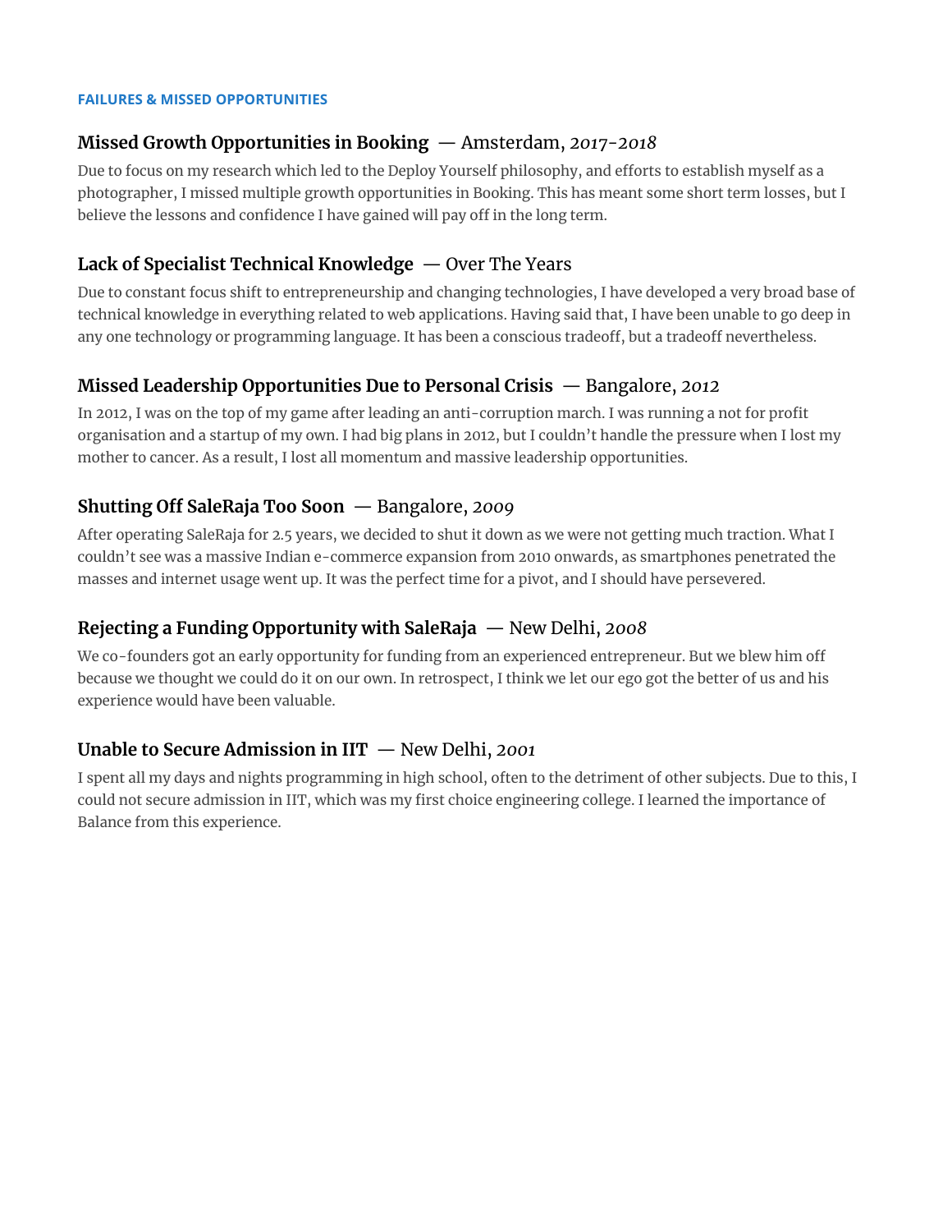## FAILURES & MISSED OPPORTUNITIES

### **Missed Growth Opportunities in Booking** — Amsterdam, *2017-2018*

Due to focus on my research which led to the Deploy Yourself philosophy, and efforts to establish myself as a photographer, I missed multiple growth opportunities in Booking. This has meant some short term losses, but I believe the lessons and confidence I have gained will pay off in the long term.

### **Lack of Specialist Technical Knowledge** — Over The Years

Due to constant focus shift to entrepreneurship and changing technologies, I have developed a very broad base of technical knowledge in everything related to web applications. Having said that, I have been unable to go deep in any one technology or programming language. It has been a conscious tradeoff, but a tradeoff nevertheless.

### **Missed Leadership Opportunities Due to Personal Crisis** — Bangalore, *2012*

In 2012, I was on the top of my game after leading an anti-corruption march. I was running a not for profit organisation and a startup of my own. I had big plans in 2012, but I couldn't handle the pressure when I lost my mother to cancer. As a result, I lost all momentum and massive leadership opportunities.

### **Shutting Off SaleRaja Too Soon** — Bangalore, *2009*

After operating SaleRaja for 2.5 years, we decided to shut it down as we were not getting much traction. What I couldn't see was a massive Indian e-commerce expansion from 2010 onwards, as smartphones penetrated the masses and internet usage went up. It was the perfect time for a pivot, and I should have persevered.

### **Rejecting a Funding Opportunity with SaleRaja** — New Delhi, *2008*

We co-founders got an early opportunity for funding from an experienced entrepreneur. But we blew him off because we thought we could do it on our own. In retrospect, I think we let our ego got the better of us and his experience would have been valuable.

### **Unable to Secure Admission in IIT** — New Delhi, *2001*

I spent all my days and nights programming in high school, often to the detriment of other subjects. Due to this, I could not secure admission in IIT, which was my first choice engineering college. I learned the importance of Balance from this experience.